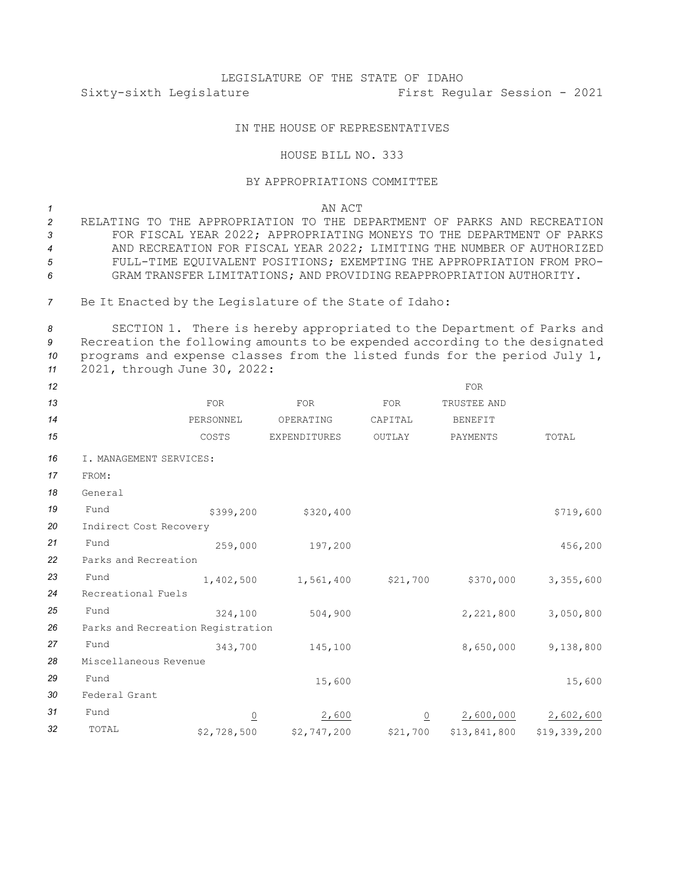LEGISLATURE OF THE STATE OF IDAHO

Sixty-sixth Legislature First Regular Session - 2021

IN THE HOUSE OF REPRESENTATIVES

HOUSE BILL NO. 333

BY APPROPRIATIONS COMMITTEE

AN ACT

RELATING TO THE APPROPRIATION TO THE DEPARTMENT OF PARKS AND RECREATION FOR FISCAL YEAR 2022; APPROPRIATING MONEYS TO THE DEPARTMENT OF PARKS AND RECREATION FOR FISCAL YEAR 2022; LIMITING THE NUMBER OF AUTHORIZED FULL-TIME EQUIVALENT POSITIONS; EXEMPTING THE APPROPRIATION FROM PROGRAM TRANSFER LIMITATIONS; AND PROVIDING REAPPROPRIATION AUTHORITY.

Be It Enacted by the Legislature of the State of Idaho:

SECTION 1. There is hereby appropriated to the Department of Parks and Recreation the following amounts to be expended according to the designated programs and expense classes from the listed funds for the period July 1, 2021, through June 30, 2022:

| | FOR PERSONNEL COSTS | FOR OPERATING EXPENDITURES | FOR CAPITAL OUTLAY | FOR TRUSTEE AND BENEFIT PAYMENTS | TOTAL |
|---|---|---|---|---|---|
| I. MANAGEMENT SERVICES: | | | | | |
| FROM: | | | | | |
| General Fund | $399,200 | $320,400 | | | $719,600 |
| Indirect Cost Recovery Fund | 259,000 | 197,200 | | | 456,200 |
| Parks and Recreation Fund | 1,402,500 | 1,561,400 | $21,700 | $370,000 | 3,355,600 |
| Recreational Fuels Fund | 324,100 | 504,900 | | 2,221,800 | 3,050,800 |
| Parks and Recreation Registration Fund | 343,700 | 145,100 | | 8,650,000 | 9,138,800 |
| Miscellaneous Revenue Fund | | 15,600 | | | 15,600 |
| Federal Grant Fund | 0 | 2,600 | 0 | 2,600,000 | 2,602,600 |
| TOTAL | $2,728,500 | $2,747,200 | $21,700 | $13,841,800 | $19,339,200 |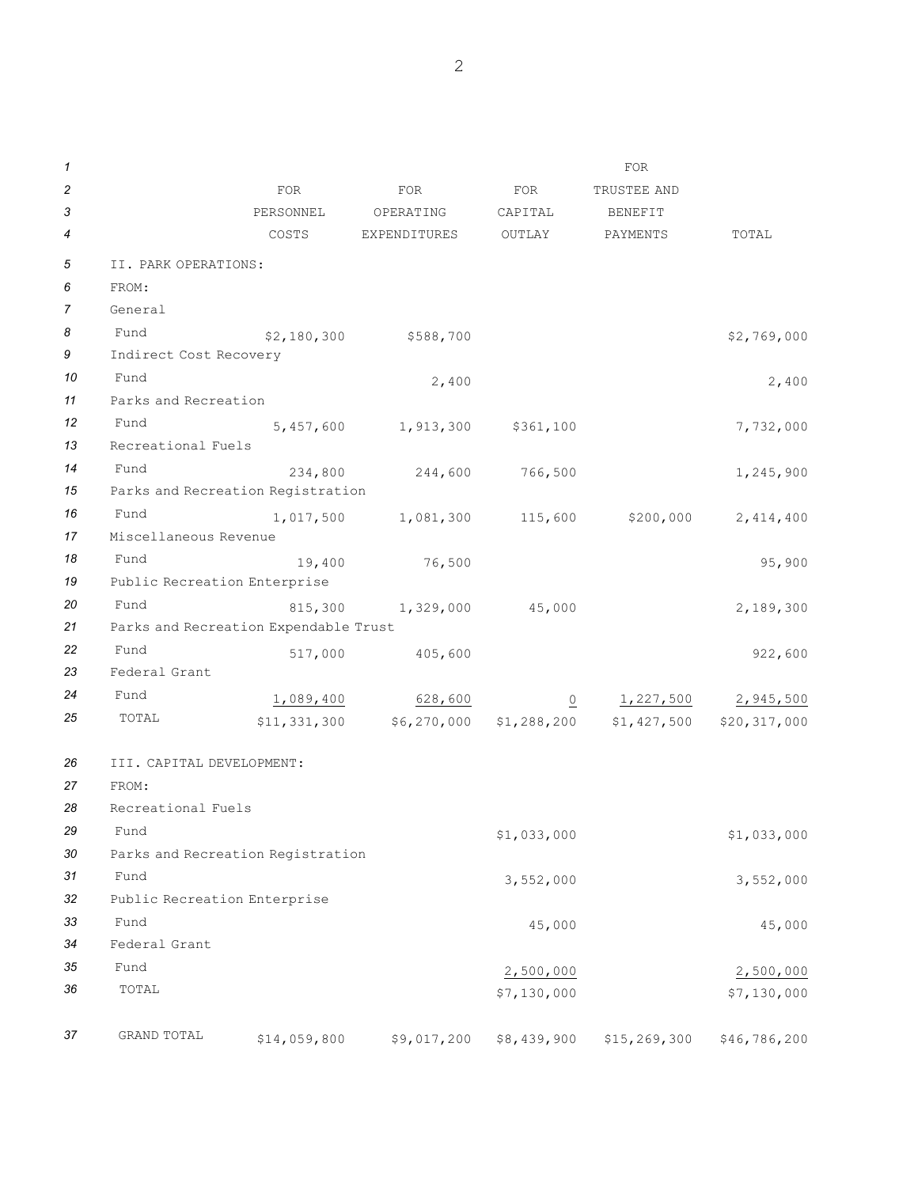| | FOR PERSONNEL COSTS | FOR OPERATING EXPENDITURES | FOR CAPITAL OUTLAY | FOR TRUSTEE AND BENEFIT PAYMENTS | TOTAL |
|---|---|---|---|---|---|
| II. PARK OPERATIONS: | | | | | |
| FROM: | | | | | |
| General Fund | $2,180,300 | $588,700 | | | $2,769,000 |
| Indirect Cost Recovery Fund | | 2,400 | | | 2,400 |
| Parks and Recreation Fund | 5,457,600 | 1,913,300 | $361,100 | | 7,732,000 |
| Recreational Fuels Fund | 234,800 | 244,600 | 766,500 | | 1,245,900 |
| Parks and Recreation Registration Fund | 1,017,500 | 1,081,300 | 115,600 | $200,000 | 2,414,400 |
| Miscellaneous Revenue Fund | 19,400 | 76,500 | | | 95,900 |
| Public Recreation Enterprise Fund | 815,300 | 1,329,000 | 45,000 | | 2,189,300 |
| Parks and Recreation Expendable Trust Fund | 517,000 | 405,600 | | | 922,600 |
| Federal Grant Fund | 1,089,400 | 628,600 | 0 | 1,227,500 | 2,945,500 |
| TOTAL | $11,331,300 | $6,270,000 | $1,288,200 | $1,427,500 | $20,317,000 |
| III. CAPITAL DEVELOPMENT: | | | | | |
| FROM: | | | | | |
| Recreational Fuels Fund | | | $1,033,000 | | $1,033,000 |
| Parks and Recreation Registration Fund | | | 3,552,000 | | 3,552,000 |
| Public Recreation Enterprise Fund | | | 45,000 | | 45,000 |
| Federal Grant Fund | | | 2,500,000 | | 2,500,000 |
| TOTAL | | | $7,130,000 | | $7,130,000 |
| GRAND TOTAL | $14,059,800 | $9,017,200 | $8,439,900 | $15,269,300 | $46,786,200 |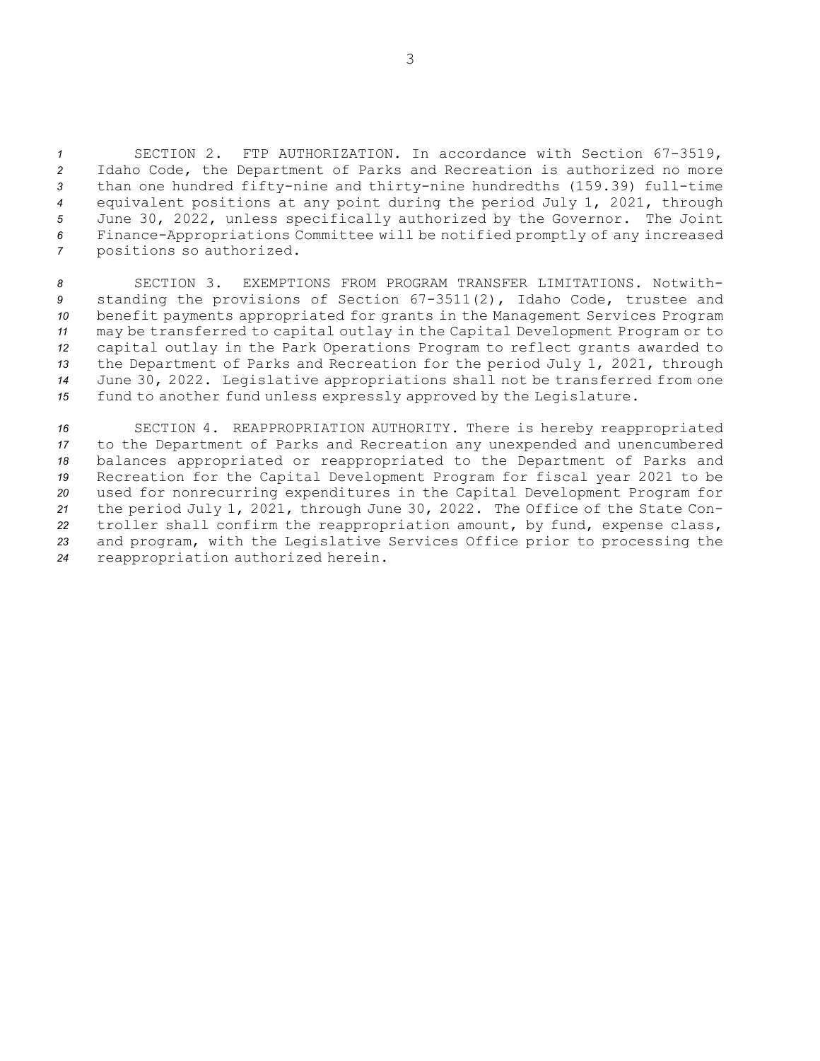SECTION 2. FTP AUTHORIZATION. In accordance with Section 67-3519, Idaho Code, the Department of Parks and Recreation is authorized no more than one hundred fifty-nine and thirty-nine hundredths (159.39) full-time equivalent positions at any point during the period July 1, 2021, through June 30, 2022, unless specifically authorized by the Governor. The Joint Finance-Appropriations Committee will be notified promptly of any increased positions so authorized.

SECTION 3. EXEMPTIONS FROM PROGRAM TRANSFER LIMITATIONS. Notwithstanding the provisions of Section 67-3511(2), Idaho Code, trustee and benefit payments appropriated for grants in the Management Services Program may be transferred to capital outlay in the Capital Development Program or to capital outlay in the Park Operations Program to reflect grants awarded to the Department of Parks and Recreation for the period July 1, 2021, through June 30, 2022. Legislative appropriations shall not be transferred from one fund to another fund unless expressly approved by the Legislature.

SECTION 4. REAPPROPRIATION AUTHORITY. There is hereby reappropriated to the Department of Parks and Recreation any unexpended and unencumbered balances appropriated or reappropriated to the Department of Parks and Recreation for the Capital Development Program for fiscal year 2021 to be used for nonrecurring expenditures in the Capital Development Program for the period July 1, 2021, through June 30, 2022. The Office of the State Controller shall confirm the reappropriation amount, by fund, expense class, and program, with the Legislative Services Office prior to processing the reappropriation authorized herein.